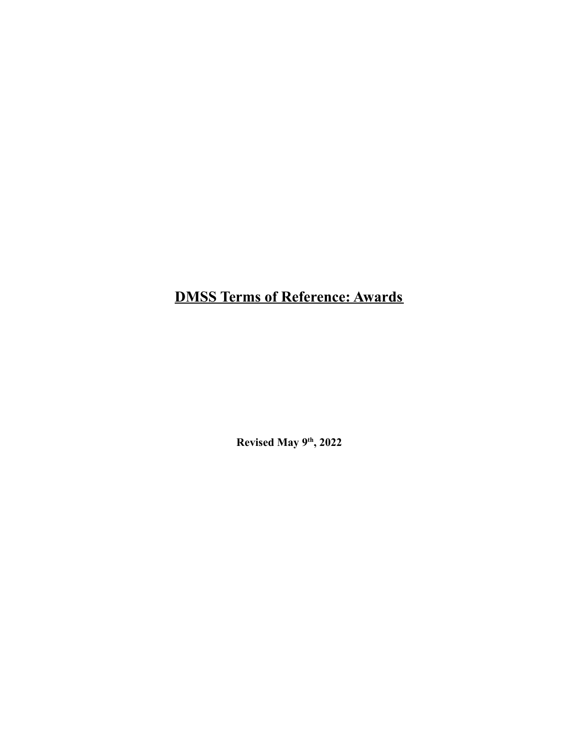# **DMSS Terms of Reference: Awards**

**Revised May 9th, 2022**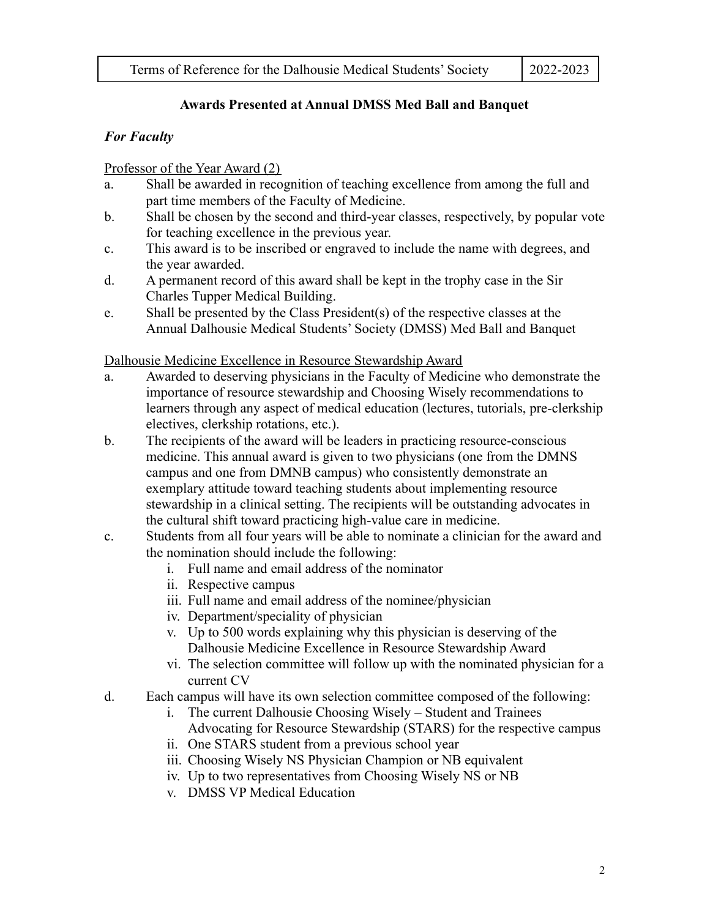## Awards Presented at Annual DMSS Med Ball and Banquet

### *For Faculty*

Professor of the Year Award (2)

a. Shall be awarded in recognition of teaching excellence from among the full and part time members of the Faculty of Medicine.
b. Shall be chosen by the second and third-year classes, respectively, by popular vote for teaching excellence in the previous year.
c. This award is to be inscribed or engraved to include the name with degrees, and the year awarded.
d. A permanent record of this award shall be kept in the trophy case in the Sir Charles Tupper Medical Building.
e. Shall be presented by the Class President(s) of the respective classes at the Annual Dalhousie Medical Students' Society (DMSS) Med Ball and Banquet

Dalhousie Medicine Excellence in Resource Stewardship Award

a. Awarded to deserving physicians in the Faculty of Medicine who demonstrate the importance of resource stewardship and Choosing Wisely recommendations to learners through any aspect of medical education (lectures, tutorials, pre-clerkship electives, clerkship rotations, etc.).
b. The recipients of the award will be leaders in practicing resource-conscious medicine. This annual award is given to two physicians (one from the DMNS campus and one from DMNB campus) who consistently demonstrate an exemplary attitude toward teaching students about implementing resource stewardship in a clinical setting. The recipients will be outstanding advocates in the cultural shift toward practicing high-value care in medicine.
c. Students from all four years will be able to nominate a clinician for the award and the nomination should include the following:
    i. Full name and email address of the nominator
    ii. Respective campus
    iii. Full name and email address of the nominee/physician
    iv. Department/speciality of physician
    v. Up to 500 words explaining why this physician is deserving of the Dalhousie Medicine Excellence in Resource Stewardship Award
    vi. The selection committee will follow up with the nominated physician for a current CV
d. Each campus will have its own selection committee composed of the following:
    i. The current Dalhousie Choosing Wisely – Student and Trainees Advocating for Resource Stewardship (STARS) for the respective campus
    ii. One STARS student from a previous school year
    iii. Choosing Wisely NS Physician Champion or NB equivalent
    iv. Up to two representatives from Choosing Wisely NS or NB
    v. DMSS VP Medical Education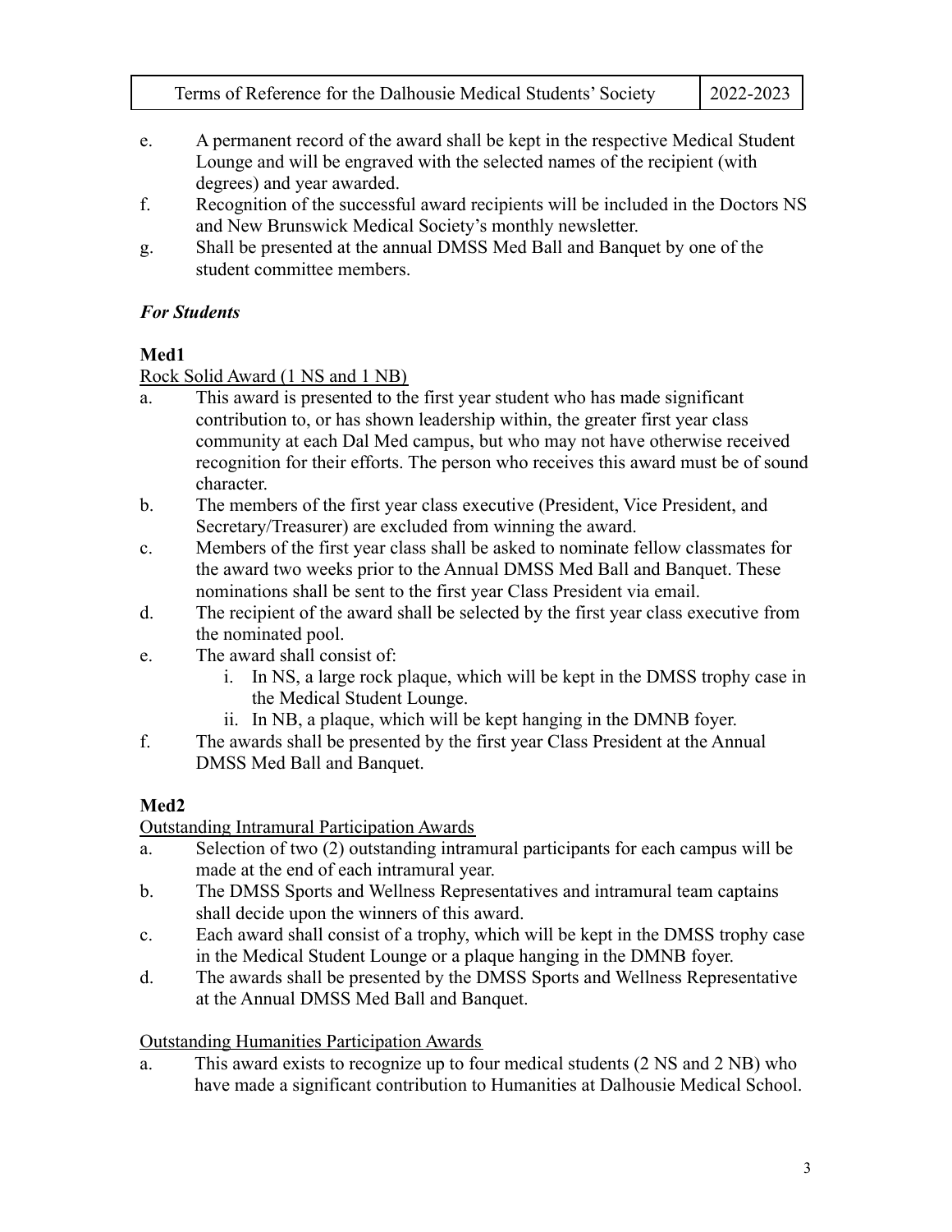e. A permanent record of the award shall be kept in the respective Medical Student Lounge and will be engraved with the selected names of the recipient (with degrees) and year awarded.

f. Recognition of the successful award recipients will be included in the Doctors NS and New Brunswick Medical Society's monthly newsletter.

g. Shall be presented at the annual DMSS Med Ball and Banquet by one of the student committee members.

### *For Students*

#### Med1

Rock Solid Award (1 NS and 1 NB)

a. This award is presented to the first year student who has made significant contribution to, or has shown leadership within, the greater first year class community at each Dal Med campus, but who may not have otherwise received recognition for their efforts. The person who receives this award must be of sound character.

b. The members of the first year class executive (President, Vice President, and Secretary/Treasurer) are excluded from winning the award.

c. Members of the first year class shall be asked to nominate fellow classmates for the award two weeks prior to the Annual DMSS Med Ball and Banquet. These nominations shall be sent to the first year Class President via email.

d. The recipient of the award shall be selected by the first year class executive from the nominated pool.

e. The award shall consist of:
   i. In NS, a large rock plaque, which will be kept in the DMSS trophy case in the Medical Student Lounge.
   ii. In NB, a plaque, which will be kept hanging in the DMNB foyer.

f. The awards shall be presented by the first year Class President at the Annual DMSS Med Ball and Banquet.

#### Med2

Outstanding Intramural Participation Awards

a. Selection of two (2) outstanding intramural participants for each campus will be made at the end of each intramural year.

b. The DMSS Sports and Wellness Representatives and intramural team captains shall decide upon the winners of this award.

c. Each award shall consist of a trophy, which will be kept in the DMSS trophy case in the Medical Student Lounge or a plaque hanging in the DMNB foyer.

d. The awards shall be presented by the DMSS Sports and Wellness Representative at the Annual DMSS Med Ball and Banquet.

Outstanding Humanities Participation Awards

a. This award exists to recognize up to four medical students (2 NS and 2 NB) who have made a significant contribution to Humanities at Dalhousie Medical School.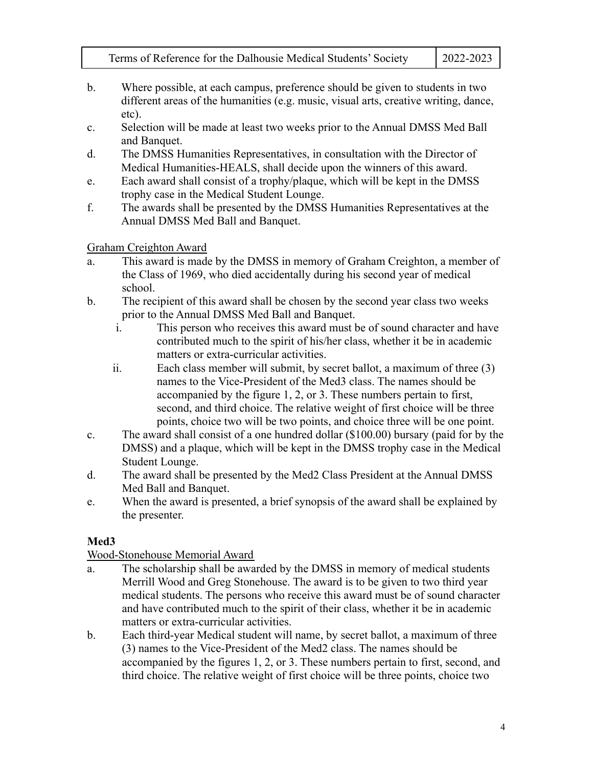b. Where possible, at each campus, preference should be given to students in two different areas of the humanities (e.g. music, visual arts, creative writing, dance, etc).
c. Selection will be made at least two weeks prior to the Annual DMSS Med Ball and Banquet.
d. The DMSS Humanities Representatives, in consultation with the Director of Medical Humanities-HEALS, shall decide upon the winners of this award.
e. Each award shall consist of a trophy/plaque, which will be kept in the DMSS trophy case in the Medical Student Lounge.
f. The awards shall be presented by the DMSS Humanities Representatives at the Annual DMSS Med Ball and Banquet.

<u>Graham Creighton Award</u>

a. This award is made by the DMSS in memory of Graham Creighton, a member of the Class of 1969, who died accidentally during his second year of medical school.
b. The recipient of this award shall be chosen by the second year class two weeks prior to the Annual DMSS Med Ball and Banquet.
    i. This person who receives this award must be of sound character and have contributed much to the spirit of his/her class, whether it be in academic matters or extra-curricular activities.
    ii. Each class member will submit, by secret ballot, a maximum of three (3) names to the Vice-President of the Med3 class. The names should be accompanied by the figure 1, 2, or 3. These numbers pertain to first, second, and third choice. The relative weight of first choice will be three points, choice two will be two points, and choice three will be one point.
c. The award shall consist of a one hundred dollar ($100.00) bursary (paid for by the DMSS) and a plaque, which will be kept in the DMSS trophy case in the Medical Student Lounge.
d. The award shall be presented by the Med2 Class President at the Annual DMSS Med Ball and Banquet.
e. When the award is presented, a brief synopsis of the award shall be explained by the presenter.

**Med3**

<u>Wood-Stonehouse Memorial Award</u>

a. The scholarship shall be awarded by the DMSS in memory of medical students Merrill Wood and Greg Stonehouse. The award is to be given to two third year medical students. The persons who receive this award must be of sound character and have contributed much to the spirit of their class, whether it be in academic matters or extra-curricular activities.
b. Each third-year Medical student will name, by secret ballot, a maximum of three (3) names to the Vice-President of the Med2 class. The names should be accompanied by the figures 1, 2, or 3. These numbers pertain to first, second, and third choice. The relative weight of first choice will be three points, choice two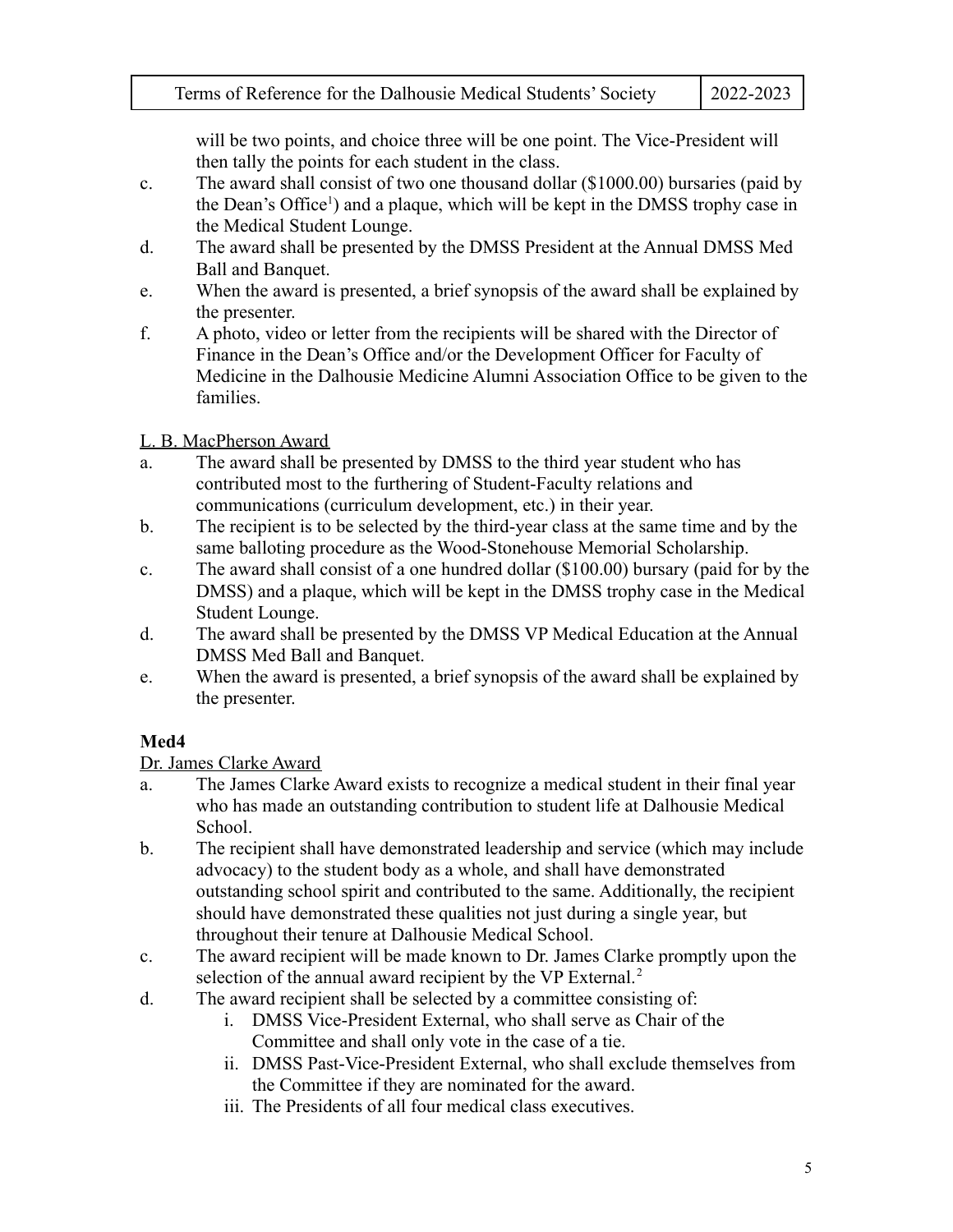will be two points, and choice three will be one point. The Vice-President will then tally the points for each student in the class.

c. The award shall consist of two one thousand dollar ($1000.00) bursaries (paid by the Dean's Office[1]) and a plaque, which will be kept in the DMSS trophy case in the Medical Student Lounge.

d. The award shall be presented by the DMSS President at the Annual DMSS Med Ball and Banquet.

e. When the award is presented, a brief synopsis of the award shall be explained by the presenter.

f. A photo, video or letter from the recipients will be shared with the Director of Finance in the Dean's Office and/or the Development Officer for Faculty of Medicine in the Dalhousie Medicine Alumni Association Office to be given to the families.

<u>L. B. MacPherson Award</u>

a. The award shall be presented by DMSS to the third year student who has contributed most to the furthering of Student-Faculty relations and communications (curriculum development, etc.) in their year.

b. The recipient is to be selected by the third-year class at the same time and by the same balloting procedure as the Wood-Stonehouse Memorial Scholarship.

c. The award shall consist of a one hundred dollar ($100.00) bursary (paid for by the DMSS) and a plaque, which will be kept in the DMSS trophy case in the Medical Student Lounge.

d. The award shall be presented by the DMSS VP Medical Education at the Annual DMSS Med Ball and Banquet.

e. When the award is presented, a brief synopsis of the award shall be explained by the presenter.

**Med4**

<u>Dr. James Clarke Award</u>

a. The James Clarke Award exists to recognize a medical student in their final year who has made an outstanding contribution to student life at Dalhousie Medical School.

b. The recipient shall have demonstrated leadership and service (which may include advocacy) to the student body as a whole, and shall have demonstrated outstanding school spirit and contributed to the same. Additionally, the recipient should have demonstrated these qualities not just during a single year, but throughout their tenure at Dalhousie Medical School.

c. The award recipient will be made known to Dr. James Clarke promptly upon the selection of the annual award recipient by the VP External.[2]

d. The award recipient shall be selected by a committee consisting of:

   i. DMSS Vice-President External, who shall serve as Chair of the Committee and shall only vote in the case of a tie.

   ii. DMSS Past-Vice-President External, who shall exclude themselves from the Committee if they are nominated for the award.

   iii. The Presidents of all four medical class executives.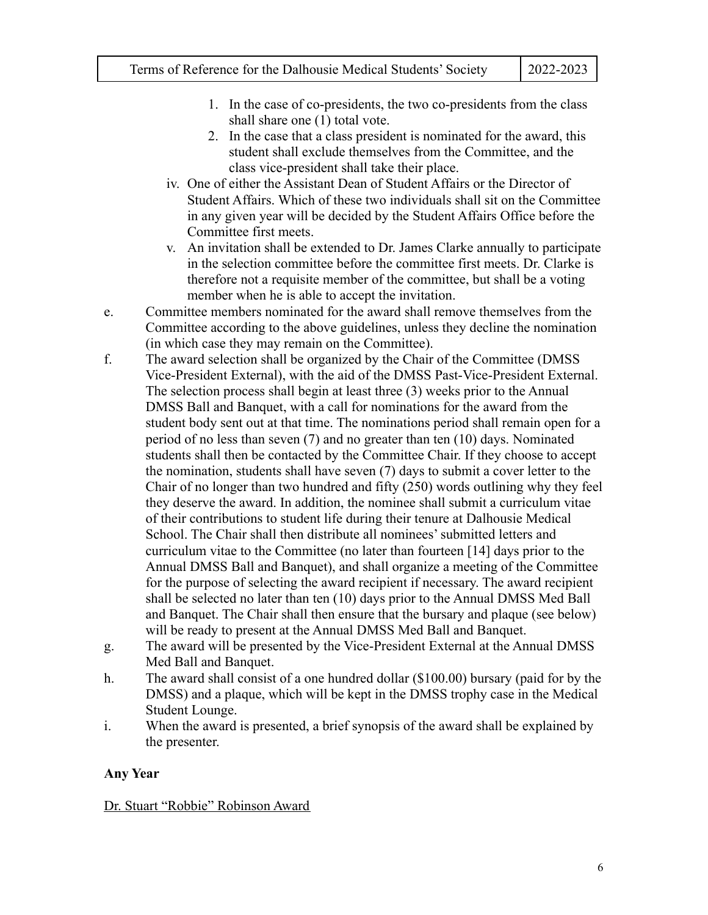1. In the case of co-presidents, the two co-presidents from the class shall share one (1) total vote.
2. In the case that a class president is nominated for the award, this student shall exclude themselves from the Committee, and the class vice-president shall take their place.

iv. One of either the Assistant Dean of Student Affairs or the Director of Student Affairs. Which of these two individuals shall sit on the Committee in any given year will be decided by the Student Affairs Office before the Committee first meets.

v. An invitation shall be extended to Dr. James Clarke annually to participate in the selection committee before the committee first meets. Dr. Clarke is therefore not a requisite member of the committee, but shall be a voting member when he is able to accept the invitation.

e. Committee members nominated for the award shall remove themselves from the Committee according to the above guidelines, unless they decline the nomination (in which case they may remain on the Committee).

f. The award selection shall be organized by the Chair of the Committee (DMSS Vice-President External), with the aid of the DMSS Past-Vice-President External. The selection process shall begin at least three (3) weeks prior to the Annual DMSS Ball and Banquet, with a call for nominations for the award from the student body sent out at that time. The nominations period shall remain open for a period of no less than seven (7) and no greater than ten (10) days. Nominated students shall then be contacted by the Committee Chair. If they choose to accept the nomination, students shall have seven (7) days to submit a cover letter to the Chair of no longer than two hundred and fifty (250) words outlining why they feel they deserve the award. In addition, the nominee shall submit a curriculum vitae of their contributions to student life during their tenure at Dalhousie Medical School. The Chair shall then distribute all nominees' submitted letters and curriculum vitae to the Committee (no later than fourteen [14] days prior to the Annual DMSS Ball and Banquet), and shall organize a meeting of the Committee for the purpose of selecting the award recipient if necessary. The award recipient shall be selected no later than ten (10) days prior to the Annual DMSS Med Ball and Banquet. The Chair shall then ensure that the bursary and plaque (see below) will be ready to present at the Annual DMSS Med Ball and Banquet.

g. The award will be presented by the Vice-President External at the Annual DMSS Med Ball and Banquet.

h. The award shall consist of a one hundred dollar ($100.00) bursary (paid for by the DMSS) and a plaque, which will be kept in the DMSS trophy case in the Medical Student Lounge.

i. When the award is presented, a brief synopsis of the award shall be explained by the presenter.

**Any Year**

<u>Dr. Stuart "Robbie" Robinson Award</u>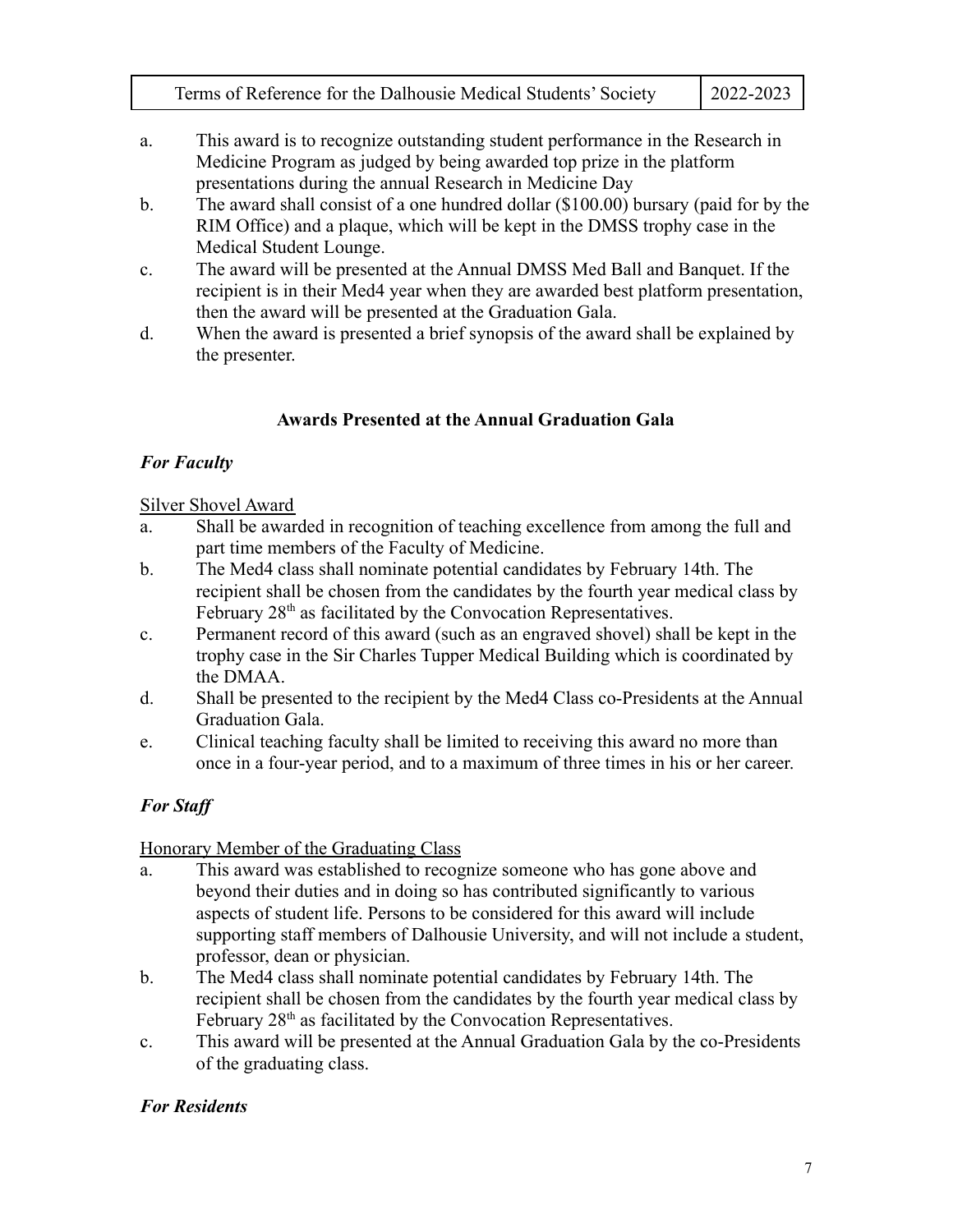a. This award is to recognize outstanding student performance in the Research in Medicine Program as judged by being awarded top prize in the platform presentations during the annual Research in Medicine Day
b. The award shall consist of a one hundred dollar ($100.00) bursary (paid for by the RIM Office) and a plaque, which will be kept in the DMSS trophy case in the Medical Student Lounge.
c. The award will be presented at the Annual DMSS Med Ball and Banquet. If the recipient is in their Med4 year when they are awarded best platform presentation, then the award will be presented at the Graduation Gala.
d. When the award is presented a brief synopsis of the award shall be explained by the presenter.

## Awards Presented at the Annual Graduation Gala

### *For Faculty*

<u>Silver Shovel Award</u>

a. Shall be awarded in recognition of teaching excellence from among the full and part time members of the Faculty of Medicine.
b. The Med4 class shall nominate potential candidates by February 14th. The recipient shall be chosen from the candidates by the fourth year medical class by February 28th as facilitated by the Convocation Representatives.
c. Permanent record of this award (such as an engraved shovel) shall be kept in the trophy case in the Sir Charles Tupper Medical Building which is coordinated by the DMAA.
d. Shall be presented to the recipient by the Med4 Class co-Presidents at the Annual Graduation Gala.
e. Clinical teaching faculty shall be limited to receiving this award no more than once in a four-year period, and to a maximum of three times in his or her career.

### *For Staff*

<u>Honorary Member of the Graduating Class</u>

a. This award was established to recognize someone who has gone above and beyond their duties and in doing so has contributed significantly to various aspects of student life. Persons to be considered for this award will include supporting staff members of Dalhousie University, and will not include a student, professor, dean or physician.
b. The Med4 class shall nominate potential candidates by February 14th. The recipient shall be chosen from the candidates by the fourth year medical class by February 28th as facilitated by the Convocation Representatives.
c. This award will be presented at the Annual Graduation Gala by the co-Presidents of the graduating class.

### *For Residents*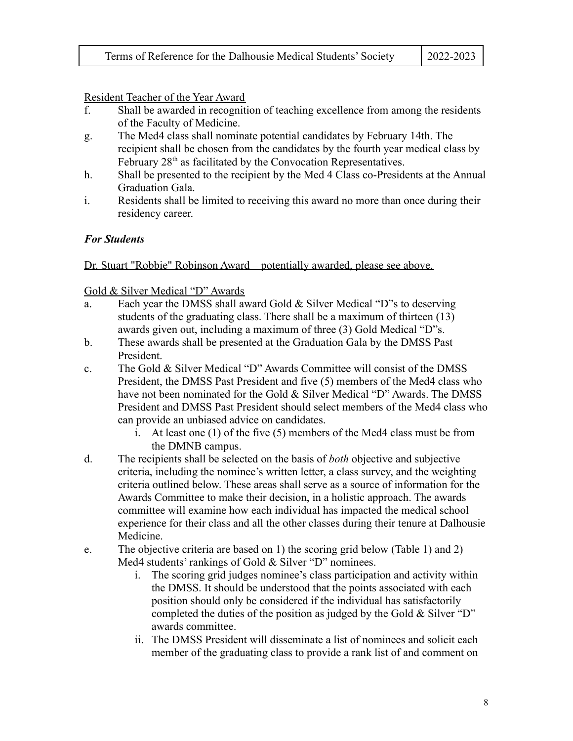<u>Resident Teacher of the Year Award</u>

f. Shall be awarded in recognition of teaching excellence from among the residents of the Faculty of Medicine.

g. The Med4 class shall nominate potential candidates by February 14th. The recipient shall be chosen from the candidates by the fourth year medical class by February 28th as facilitated by the Convocation Representatives.

h. Shall be presented to the recipient by the Med 4 Class co-Presidents at the Annual Graduation Gala.

i. Residents shall be limited to receiving this award no more than once during their residency career.

### ***For Students***

<u>Dr. Stuart "Robbie" Robinson Award – potentially awarded, please see above.</u>

<u>Gold & Silver Medical "D" Awards</u>

a. Each year the DMSS shall award Gold & Silver Medical "D"s to deserving students of the graduating class. There shall be a maximum of thirteen (13) awards given out, including a maximum of three (3) Gold Medical "D"s.

b. These awards shall be presented at the Graduation Gala by the DMSS Past President.

c. The Gold & Silver Medical "D" Awards Committee will consist of the DMSS President, the DMSS Past President and five (5) members of the Med4 class who have not been nominated for the Gold & Silver Medical "D" Awards. The DMSS President and DMSS Past President should select members of the Med4 class who can provide an unbiased advice on candidates.

   i. At least one (1) of the five (5) members of the Med4 class must be from the DMNB campus.

d. The recipients shall be selected on the basis of *both* objective and subjective criteria, including the nominee's written letter, a class survey, and the weighting criteria outlined below. These areas shall serve as a source of information for the Awards Committee to make their decision, in a holistic approach. The awards committee will examine how each individual has impacted the medical school experience for their class and all the other classes during their tenure at Dalhousie Medicine.

e. The objective criteria are based on 1) the scoring grid below (Table 1) and 2) Med4 students' rankings of Gold & Silver "D" nominees.

   i. The scoring grid judges nominee's class participation and activity within the DMSS. It should be understood that the points associated with each position should only be considered if the individual has satisfactorily completed the duties of the position as judged by the Gold & Silver "D" awards committee.

   ii. The DMSS President will disseminate a list of nominees and solicit each member of the graduating class to provide a rank list of and comment on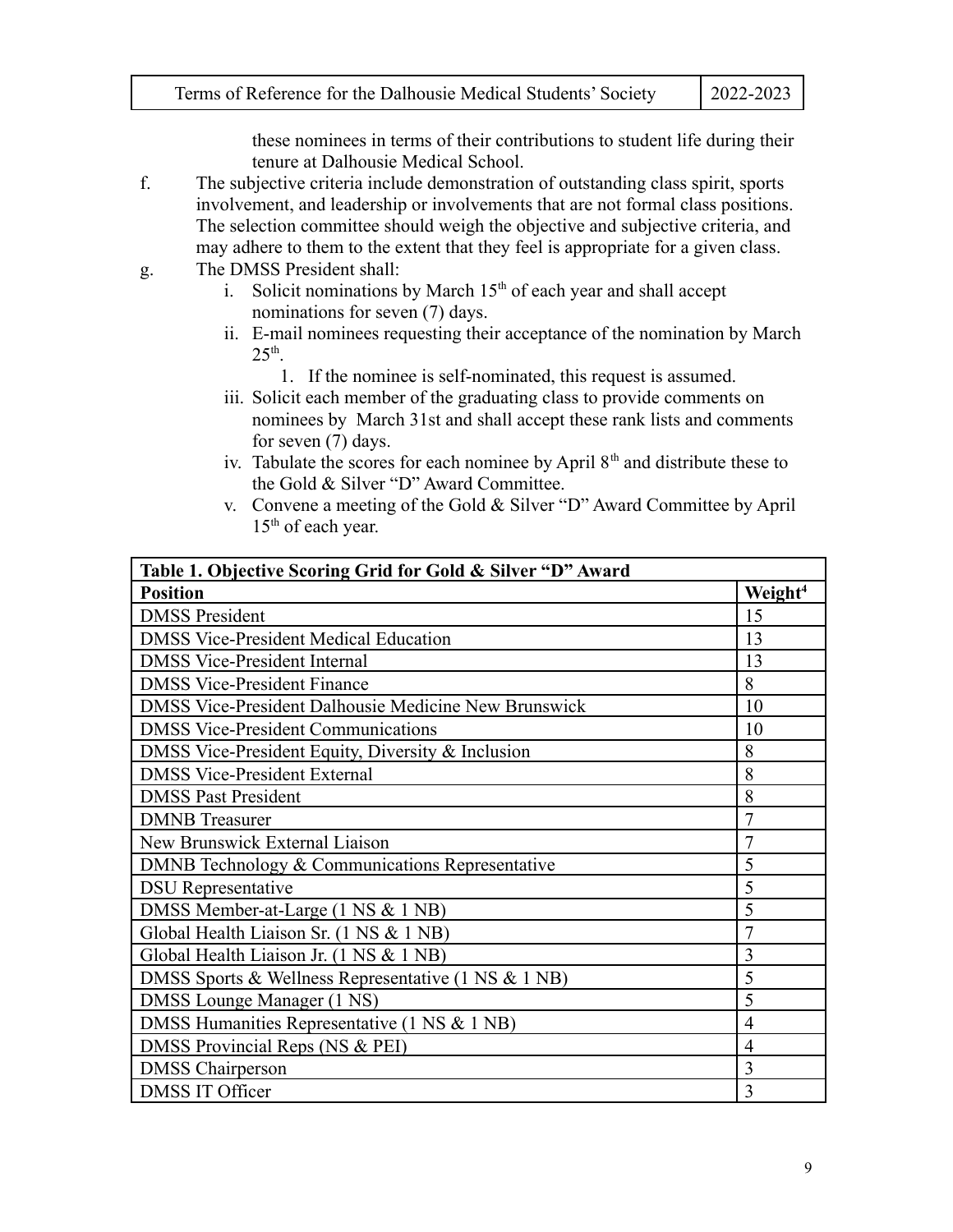these nominees in terms of their contributions to student life during their tenure at Dalhousie Medical School.

f. The subjective criteria include demonstration of outstanding class spirit, sports involvement, and leadership or involvements that are not formal class positions. The selection committee should weigh the objective and subjective criteria, and may adhere to them to the extent that they feel is appropriate for a given class.

g. The DMSS President shall:
   i. Solicit nominations by March 15th of each year and shall accept nominations for seven (7) days.
   ii. E-mail nominees requesting their acceptance of the nomination by March 25th.
      1. If the nominee is self-nominated, this request is assumed.
   iii. Solicit each member of the graduating class to provide comments on nominees by March 31st and shall accept these rank lists and comments for seven (7) days.
   iv. Tabulate the scores for each nominee by April 8th and distribute these to the Gold & Silver "D" Award Committee.
   v. Convene a meeting of the Gold & Silver "D" Award Committee by April 15th of each year.

| **Table 1. Objective Scoring Grid for Gold & Silver "D" Award** | |
|---|---|
| **Position** | **Weight[4]** |
| DMSS President | 15 |
| DMSS Vice-President Medical Education | 13 |
| DMSS Vice-President Internal | 13 |
| DMSS Vice-President Finance | 8 |
| DMSS Vice-President Dalhousie Medicine New Brunswick | 10 |
| DMSS Vice-President Communications | 10 |
| DMSS Vice-President Equity, Diversity & Inclusion | 8 |
| DMSS Vice-President External | 8 |
| DMSS Past President | 8 |
| DMNB Treasurer | 7 |
| New Brunswick External Liaison | 7 |
| DMNB Technology & Communications Representative | 5 |
| DSU Representative | 5 |
| DMSS Member-at-Large (1 NS & 1 NB) | 5 |
| Global Health Liaison Sr. (1 NS & 1 NB) | 7 |
| Global Health Liaison Jr. (1 NS & 1 NB) | 3 |
| DMSS Sports & Wellness Representative (1 NS & 1 NB) | 5 |
| DMSS Lounge Manager (1 NS) | 5 |
| DMSS Humanities Representative (1 NS & 1 NB) | 4 |
| DMSS Provincial Reps (NS & PEI) | 4 |
| DMSS Chairperson | 3 |
| DMSS IT Officer | 3 |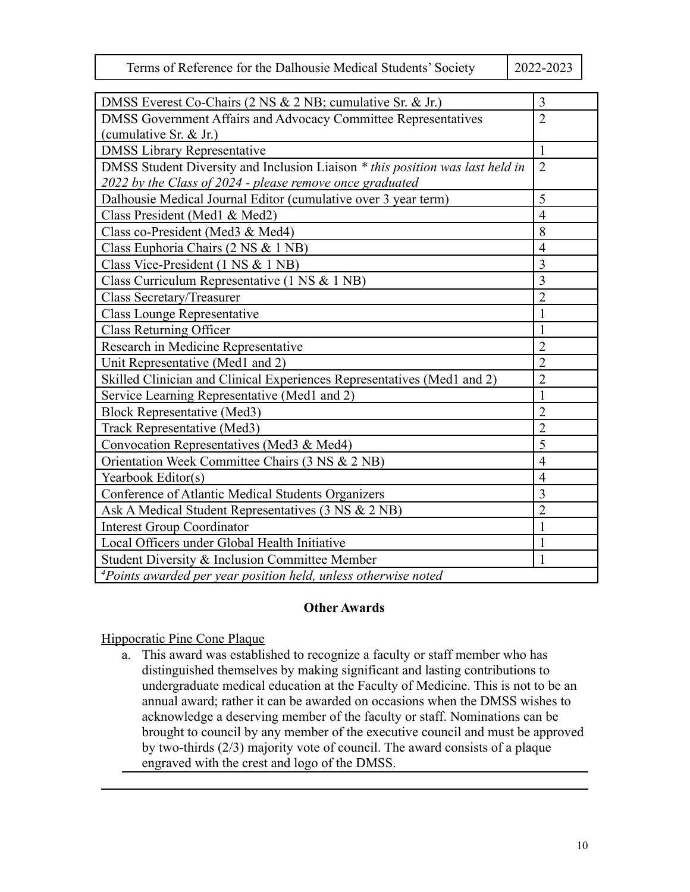| DMSS Everest Co-Chairs (2 NS & 2 NB; cumulative Sr. & Jr.) | 3 |
|---|---|
| DMSS Government Affairs and Advocacy Committee Representatives (cumulative Sr. & Jr.) | 2 |
| DMSS Library Representative | 1 |
| DMSS Student Diversity and Inclusion Liaison * *this position was last held in 2022 by the Class of 2024 - please remove once graduated* | 2 |
| Dalhousie Medical Journal Editor (cumulative over 3 year term) | 5 |
| Class President (Med1 & Med2) | 4 |
| Class co-President (Med3 & Med4) | 8 |
| Class Euphoria Chairs (2 NS & 1 NB) | 4 |
| Class Vice-President (1 NS & 1 NB) | 3 |
| Class Curriculum Representative (1 NS & 1 NB) | 3 |
| Class Secretary/Treasurer | 2 |
| Class Lounge Representative | 1 |
| Class Returning Officer | 1 |
| Research in Medicine Representative | 2 |
| Unit Representative (Med1 and 2) | 2 |
| Skilled Clinician and Clinical Experiences Representatives (Med1 and 2) | 2 |
| Service Learning Representative (Med1 and 2) | 1 |
| Block Representative (Med3) | 2 |
| Track Representative (Med3) | 2 |
| Convocation Representatives (Med3 & Med4) | 5 |
| Orientation Week Committee Chairs (3 NS & 2 NB) | 4 |
| Yearbook Editor(s) | 4 |
| Conference of Atlantic Medical Students Organizers | 3 |
| Ask A Medical Student Representatives (3 NS & 2 NB) | 2 |
| Interest Group Coordinator | 1 |
| Local Officers under Global Health Initiative | 1 |
| Student Diversity & Inclusion Committee Member | 1 |
| *[4]Points awarded per year position held, unless otherwise noted* | |

**Other Awards**

Hippocratic Pine Cone Plaque

a. This award was established to recognize a faculty or staff member who has distinguished themselves by making significant and lasting contributions to undergraduate medical education at the Faculty of Medicine. This is not to be an annual award; rather it can be awarded on occasions when the DMSS wishes to acknowledge a deserving member of the faculty or staff. Nominations can be brought to council by any member of the executive council and must be approved by two-thirds (2/3) majority vote of council. The award consists of a plaque engraved with the crest and logo of the DMSS.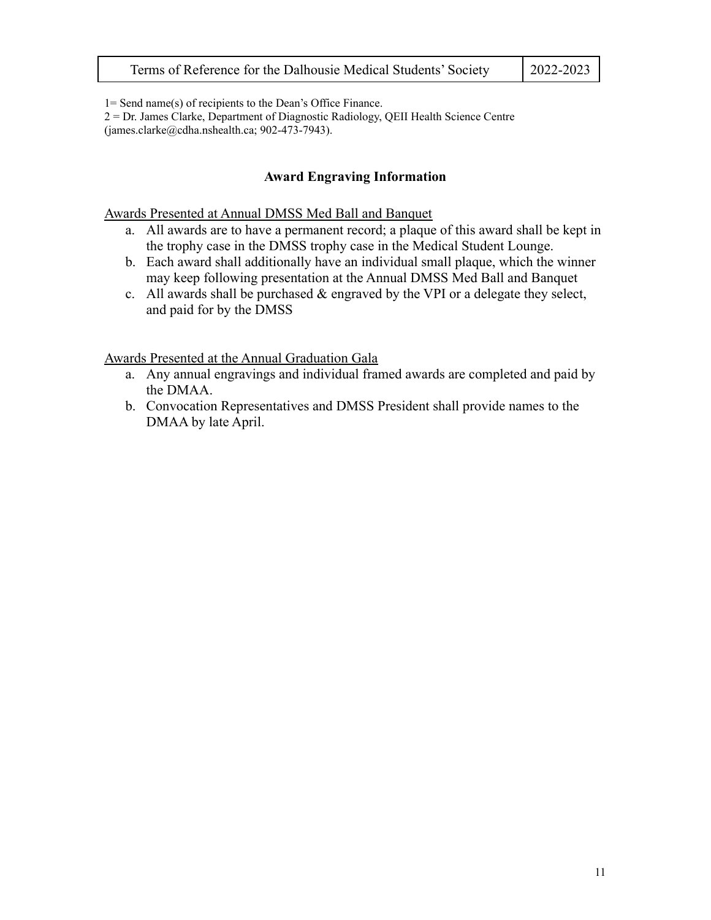1= Send name(s) of recipients to the Dean's Office Finance.
2 = Dr. James Clarke, Department of Diagnostic Radiology, QEII Health Science Centre (james.clarke@cdha.nshealth.ca; 902-473-7943).

## Award Engraving Information

Awards Presented at Annual DMSS Med Ball and Banquet

a. All awards are to have a permanent record; a plaque of this award shall be kept in the trophy case in the DMSS trophy case in the Medical Student Lounge.
b. Each award shall additionally have an individual small plaque, which the winner may keep following presentation at the Annual DMSS Med Ball and Banquet
c. All awards shall be purchased & engraved by the VPI or a delegate they select, and paid for by the DMSS

Awards Presented at the Annual Graduation Gala

a. Any annual engravings and individual framed awards are completed and paid by the DMAA.
b. Convocation Representatives and DMSS President shall provide names to the DMAA by late April.